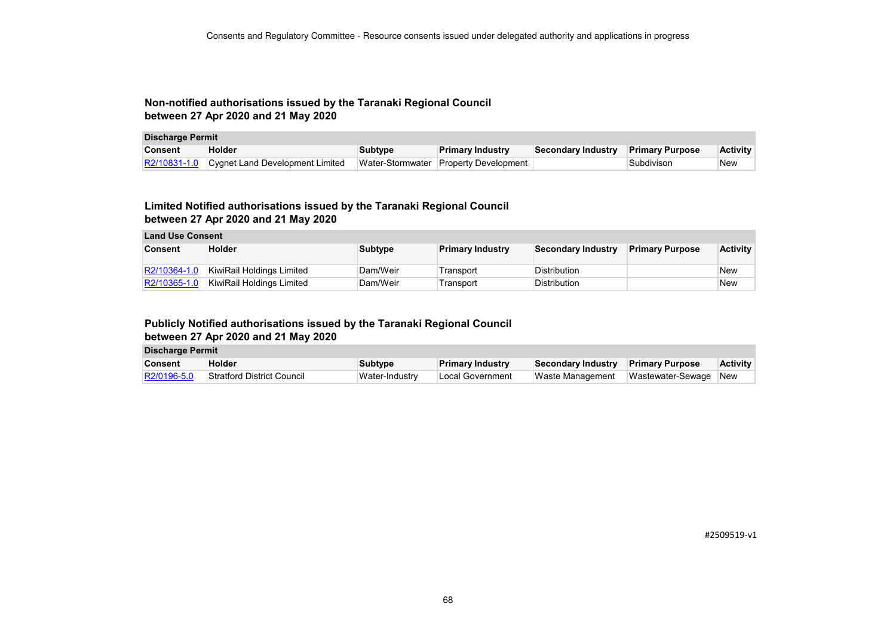## Non-notified authorisations issued by the Taranaki Regional Council between 27 Apr 2020 and 21 May 2020

**Discharge Permit**

| Consent | Holder | Subtype | Primary Industry | Secondary Industry | Primary Purpose | Activity |
|---|---|---|---|---|---|---|
| R2/10831-1.0 | Cygnet Land Development Limited | Water-Stormwater | Property Development | | Subdivison | New |

## Limited Notified authorisations issued by the Taranaki Regional Council between 27 Apr 2020 and 21 May 2020

**Land Use Consent**

| Consent | Holder | Subtype | Primary Industry | Secondary Industry | Primary Purpose | Activity |
|---|---|---|---|---|---|---|
| R2/10364-1.0 | KiwiRail Holdings Limited | Dam/Weir | Transport | Distribution | | New |
| R2/10365-1.0 | KiwiRail Holdings Limited | Dam/Weir | Transport | Distribution | | New |

## Publicly Notified authorisations issued by the Taranaki Regional Council between 27 Apr 2020 and 21 May 2020

**Discharge Permit**

| Consent | Holder | Subtype | Primary Industry | Secondary Industry | Primary Purpose | Activity |
|---|---|---|---|---|---|---|
| R2/0196-5.0 | Stratford District Council | Water-Industry | Local Government | Waste Management | Wastewater-Sewage | New |

#2509519-v1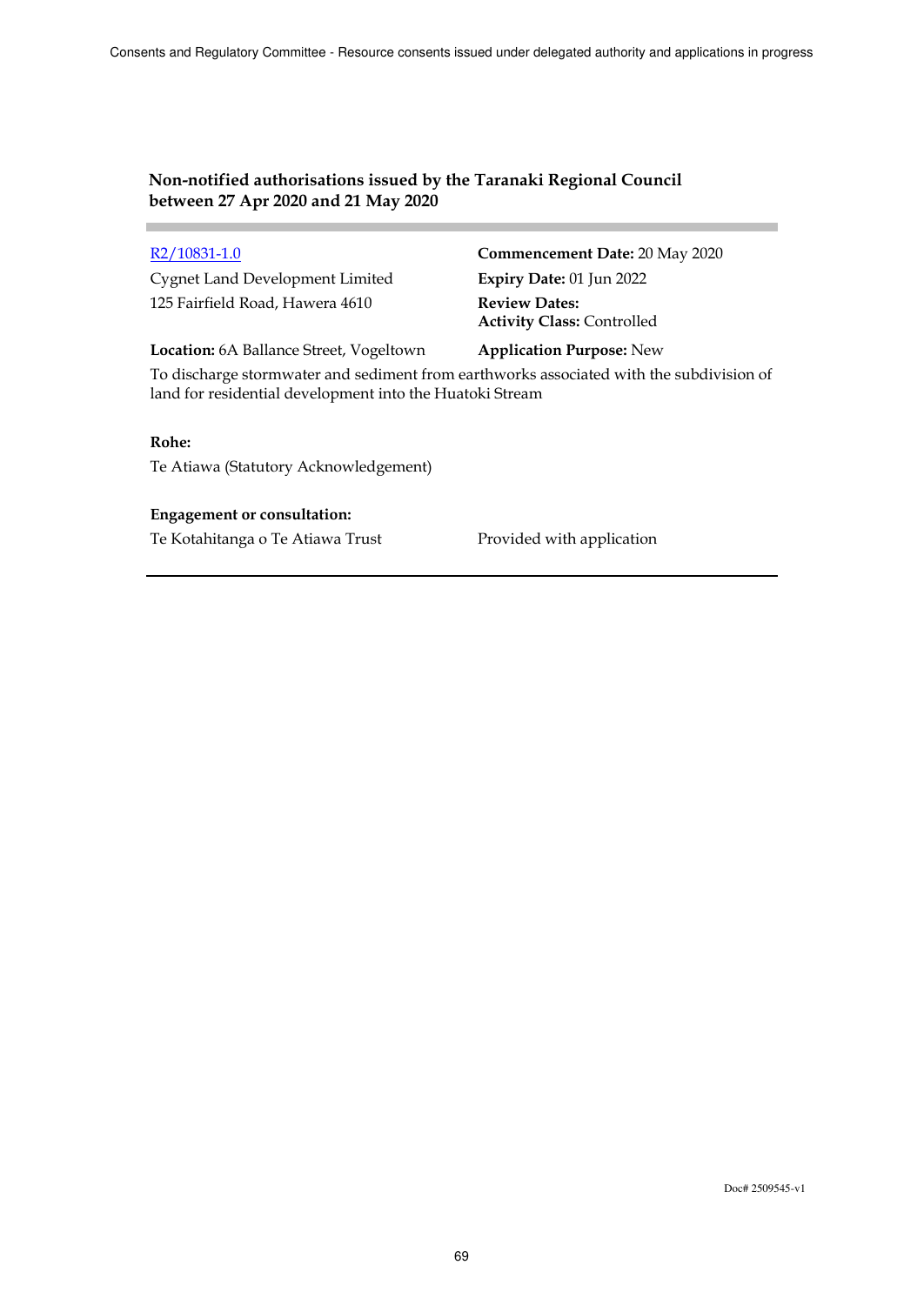### Non-notified authorisations issued by the Taranaki Regional Council between 27 Apr 2020 and 21 May 2020

---

[R2/10831-1.0]

Cygnet Land Development Limited
125 Fairfield Road, Hawera 4610

**Commencement Date:** 20 May 2020
**Expiry Date:** 01 Jun 2022
**Review Dates:**
**Activity Class:** Controlled

**Location:** 6A Ballance Street, Vogeltown

**Application Purpose:** New

To discharge stormwater and sediment from earthworks associated with the subdivision of land for residential development into the Huatoki Stream

**Rohe:**

Te Atiawa (Statutory Acknowledgement)

**Engagement or consultation:**

Te Kotahitanga o Te Atiawa Trust — Provided with application

---

Doc# 2509545-v1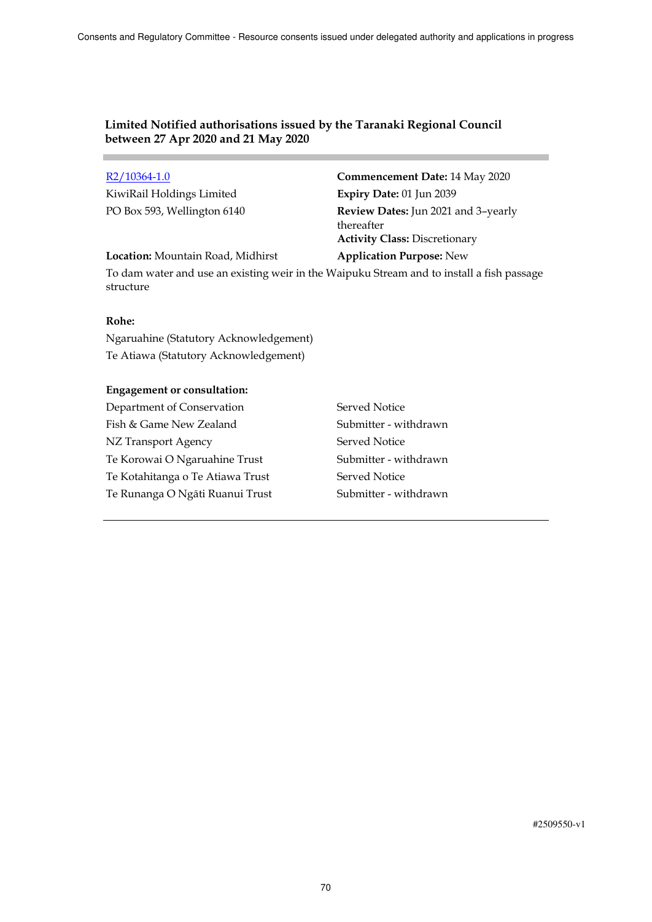### Limited Notified authorisations issued by the Taranaki Regional Council between 27 Apr 2020 and 21 May 2020

R2/10364-1.0
KiwiRail Holdings Limited
PO Box 593, Wellington 6140

**Commencement Date:** 14 May 2020
**Expiry Date:** 01 Jun 2039
**Review Dates:** Jun 2021 and 3–yearly thereafter
**Activity Class:** Discretionary

**Location:** Mountain Road, Midhirst
**Application Purpose:** New

To dam water and use an existing weir in the Waipuku Stream and to install a fish passage structure

**Rohe:**

Ngaruahine (Statutory Acknowledgement)
Te Atiawa (Statutory Acknowledgement)

**Engagement or consultation:**

| | |
|---|---|
| Department of Conservation | Served Notice |
| Fish & Game New Zealand | Submitter - withdrawn |
| NZ Transport Agency | Served Notice |
| Te Korowai O Ngaruahine Trust | Submitter - withdrawn |
| Te Kotahitanga o Te Atiawa Trust | Served Notice |
| Te Runanga O Ngāti Ruanui Trust | Submitter - withdrawn |

#2509550-v1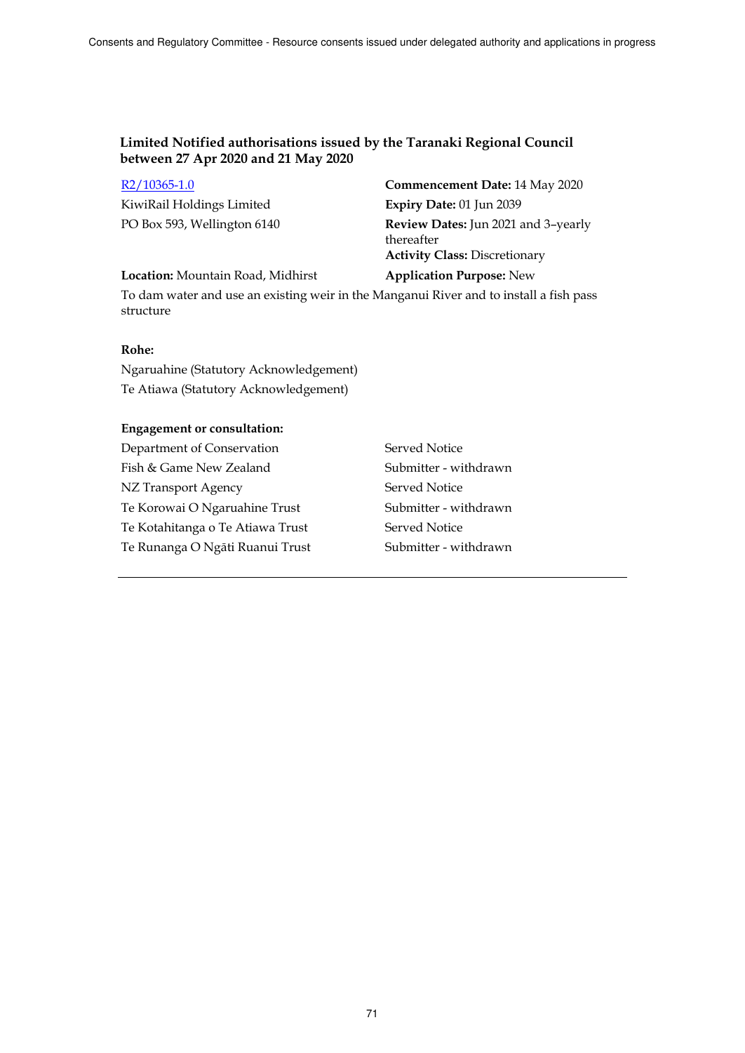### Limited Notified authorisations issued by the Taranaki Regional Council between 27 Apr 2020 and 21 May 2020

R2/10365-1.0
KiwiRail Holdings Limited
PO Box 593, Wellington 6140

**Commencement Date:** 14 May 2020
**Expiry Date:** 01 Jun 2039
**Review Dates:** Jun 2021 and 3–yearly thereafter
**Activity Class:** Discretionary

**Location:** Mountain Road, Midhirst
**Application Purpose:** New

To dam water and use an existing weir in the Manganui River and to install a fish pass structure

**Rohe:**

Ngaruahine (Statutory Acknowledgement)
Te Atiawa (Statutory Acknowledgement)

**Engagement or consultation:**

| | |
|---|---|
| Department of Conservation | Served Notice |
| Fish & Game New Zealand | Submitter - withdrawn |
| NZ Transport Agency | Served Notice |
| Te Korowai O Ngaruahine Trust | Submitter - withdrawn |
| Te Kotahitanga o Te Atiawa Trust | Served Notice |
| Te Runanga O Ngāti Ruanui Trust | Submitter - withdrawn |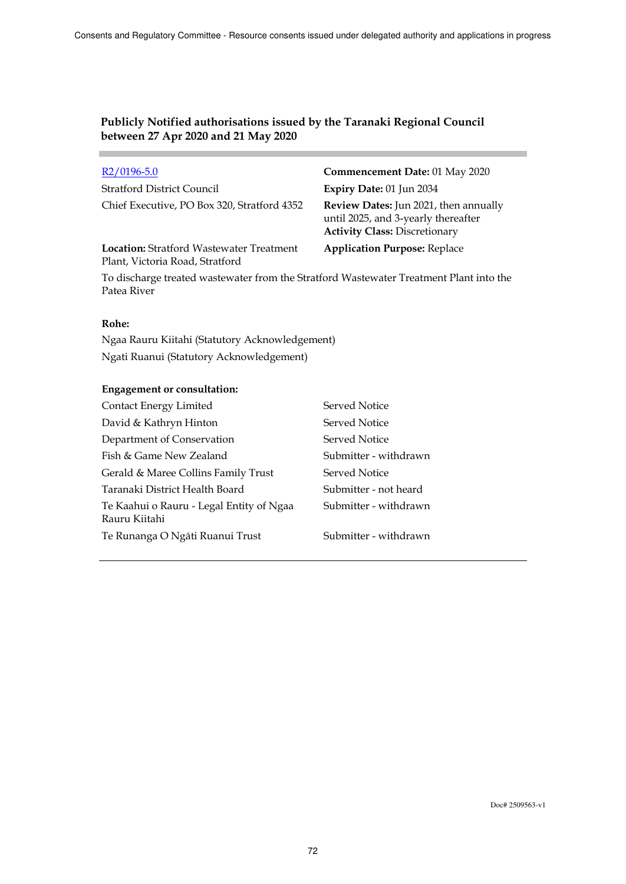### Publicly Notified authorisations issued by the Taranaki Regional Council between 27 Apr 2020 and 21 May 2020

| | |
|---|---|
| R2/0196-5.0 | **Commencement Date:** 01 May 2020 |
| Stratford District Council | **Expiry Date:** 01 Jun 2034 |
| Chief Executive, PO Box 320, Stratford 4352 | **Review Dates:** Jun 2021, then annually until 2025, and 3-yearly thereafter<br>**Activity Class:** Discretionary |
| **Location:** Stratford Wastewater Treatment Plant, Victoria Road, Stratford | **Application Purpose:** Replace |

To discharge treated wastewater from the Stratford Wastewater Treatment Plant into the Patea River

**Rohe:**

Ngaa Rauru Kiitahi (Statutory Acknowledgement)

Ngati Ruanui (Statutory Acknowledgement)

**Engagement or consultation:**

| | |
|---|---|
| Contact Energy Limited | Served Notice |
| David & Kathryn Hinton | Served Notice |
| Department of Conservation | Served Notice |
| Fish & Game New Zealand | Submitter - withdrawn |
| Gerald & Maree Collins Family Trust | Served Notice |
| Taranaki District Health Board | Submitter - not heard |
| Te Kaahui o Rauru - Legal Entity of Ngaa Rauru Kiitahi | Submitter - withdrawn |
| Te Runanga O Ngāti Ruanui Trust | Submitter - withdrawn |

Doc# 2509563-v1